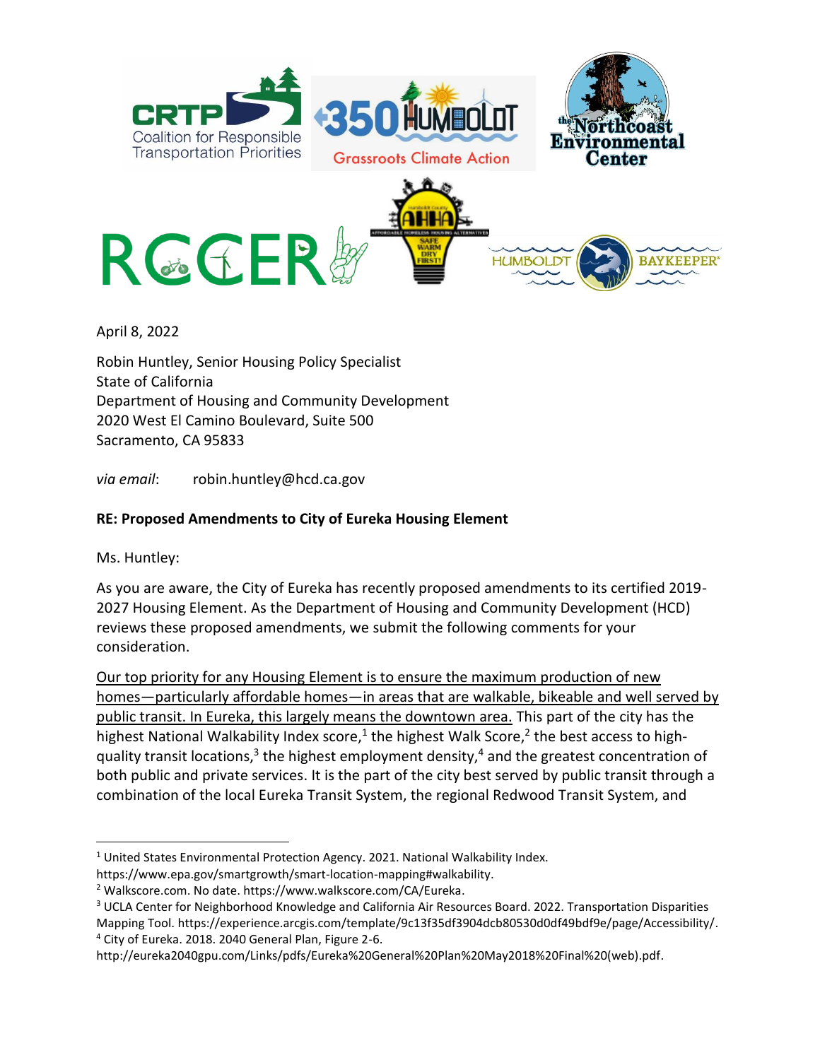April 8, 2022

Robin Huntley, Senior Housing Policy Specialist
State of California
Department of Housing and Community Development
2020 West El Camino Boulevard, Suite 500
Sacramento, CA 95833

*via email*: robin.huntley@hcd.ca.gov

**RE: Proposed Amendments to City of Eureka Housing Element**

Ms. Huntley:

As you are aware, the City of Eureka has recently proposed amendments to its certified 2019-2027 Housing Element. As the Department of Housing and Community Development (HCD) reviews these proposed amendments, we submit the following comments for your consideration.

Our top priority for any Housing Element is to ensure the maximum production of new homes—particularly affordable homes—in areas that are walkable, bikeable and well served by public transit. In Eureka, this largely means the downtown area. This part of the city has the highest National Walkability Index score,[1] the highest Walk Score,[2] the best access to high-quality transit locations,[3] the highest employment density,[4] and the greatest concentration of both public and private services. It is the part of the city best served by public transit through a combination of the local Eureka Transit System, the regional Redwood Transit System, and

---

[1] United States Environmental Protection Agency. 2021. National Walkability Index. https://www.epa.gov/smartgrowth/smart-location-mapping#walkability.

[2] Walkscore.com. No date. https://www.walkscore.com/CA/Eureka.

[3] UCLA Center for Neighborhood Knowledge and California Air Resources Board. 2022. Transportation Disparities Mapping Tool. https://experience.arcgis.com/template/9c13f35df3904dcb80530d0df49bdf9e/page/Accessibility/.

[4] City of Eureka. 2018. 2040 General Plan, Figure 2-6. http://eureka2040gpu.com/Links/pdfs/Eureka%20General%20Plan%20May2018%20Final%20(web).pdf.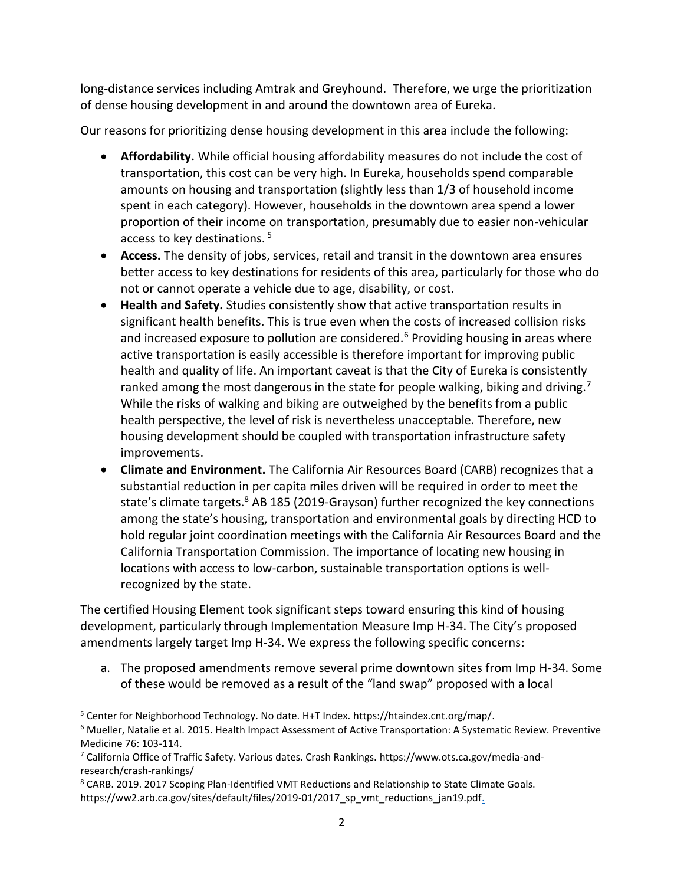long-distance services including Amtrak and Greyhound. Therefore, we urge the prioritization of dense housing development in and around the downtown area of Eureka.

Our reasons for prioritizing dense housing development in this area include the following:

- **Affordability.** While official housing affordability measures do not include the cost of transportation, this cost can be very high. In Eureka, households spend comparable amounts on housing and transportation (slightly less than 1/3 of household income spent in each category). However, households in the downtown area spend a lower proportion of their income on transportation, presumably due to easier non-vehicular access to key destinations. [5]
- **Access.** The density of jobs, services, retail and transit in the downtown area ensures better access to key destinations for residents of this area, particularly for those who do not or cannot operate a vehicle due to age, disability, or cost.
- **Health and Safety.** Studies consistently show that active transportation results in significant health benefits. This is true even when the costs of increased collision risks and increased exposure to pollution are considered.[6] Providing housing in areas where active transportation is easily accessible is therefore important for improving public health and quality of life. An important caveat is that the City of Eureka is consistently ranked among the most dangerous in the state for people walking, biking and driving.[7] While the risks of walking and biking are outweighed by the benefits from a public health perspective, the level of risk is nevertheless unacceptable. Therefore, new housing development should be coupled with transportation infrastructure safety improvements.
- **Climate and Environment.** The California Air Resources Board (CARB) recognizes that a substantial reduction in per capita miles driven will be required in order to meet the state's climate targets.[8] AB 185 (2019-Grayson) further recognized the key connections among the state's housing, transportation and environmental goals by directing HCD to hold regular joint coordination meetings with the California Air Resources Board and the California Transportation Commission. The importance of locating new housing in locations with access to low-carbon, sustainable transportation options is well-recognized by the state.

The certified Housing Element took significant steps toward ensuring this kind of housing development, particularly through Implementation Measure Imp H-34. The City's proposed amendments largely target Imp H-34. We express the following specific concerns:

a. The proposed amendments remove several prime downtown sites from Imp H-34. Some of these would be removed as a result of the "land swap" proposed with a local

---

[5] Center for Neighborhood Technology. No date. H+T Index. https://htaindex.cnt.org/map/.

[6] Mueller, Natalie et al. 2015. Health Impact Assessment of Active Transportation: A Systematic Review. Preventive Medicine 76: 103-114.

[7] California Office of Traffic Safety. Various dates. Crash Rankings. https://www.ots.ca.gov/media-and-research/crash-rankings/

[8] CARB. 2019. 2017 Scoping Plan-Identified VMT Reductions and Relationship to State Climate Goals. https://ww2.arb.ca.gov/sites/default/files/2019-01/2017_sp_vmt_reductions_jan19.pdf.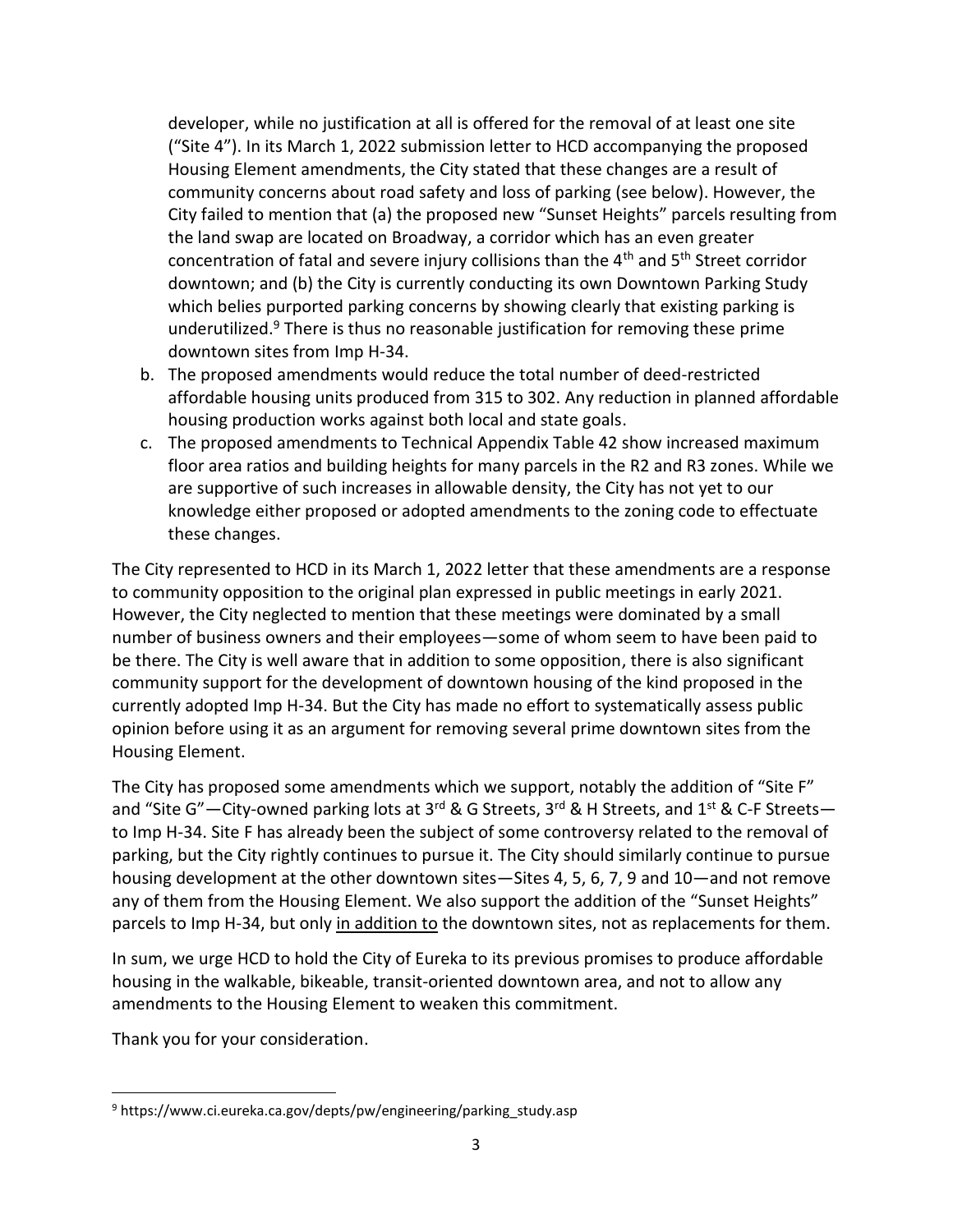developer, while no justification at all is offered for the removal of at least one site ("Site 4"). In its March 1, 2022 submission letter to HCD accompanying the proposed Housing Element amendments, the City stated that these changes are a result of community concerns about road safety and loss of parking (see below). However, the City failed to mention that (a) the proposed new "Sunset Heights" parcels resulting from the land swap are located on Broadway, a corridor which has an even greater concentration of fatal and severe injury collisions than the 4th and 5th Street corridor downtown; and (b) the City is currently conducting its own Downtown Parking Study which belies purported parking concerns by showing clearly that existing parking is underutilized.[9] There is thus no reasonable justification for removing these prime downtown sites from Imp H-34.

b. The proposed amendments would reduce the total number of deed-restricted affordable housing units produced from 315 to 302. Any reduction in planned affordable housing production works against both local and state goals.
c. The proposed amendments to Technical Appendix Table 42 show increased maximum floor area ratios and building heights for many parcels in the R2 and R3 zones. While we are supportive of such increases in allowable density, the City has not yet to our knowledge either proposed or adopted amendments to the zoning code to effectuate these changes.

The City represented to HCD in its March 1, 2022 letter that these amendments are a response to community opposition to the original plan expressed in public meetings in early 2021. However, the City neglected to mention that these meetings were dominated by a small number of business owners and their employees—some of whom seem to have been paid to be there. The City is well aware that in addition to some opposition, there is also significant community support for the development of downtown housing of the kind proposed in the currently adopted Imp H-34. But the City has made no effort to systematically assess public opinion before using it as an argument for removing several prime downtown sites from the Housing Element.

The City has proposed some amendments which we support, notably the addition of "Site F" and "Site G"—City-owned parking lots at 3rd & G Streets, 3rd & H Streets, and 1st & C-F Streets—to Imp H-34. Site F has already been the subject of some controversy related to the removal of parking, but the City rightly continues to pursue it. The City should similarly continue to pursue housing development at the other downtown sites—Sites 4, 5, 6, 7, 9 and 10—and not remove any of them from the Housing Element. We also support the addition of the "Sunset Heights" parcels to Imp H-34, but only <u>in addition to</u> the downtown sites, not as replacements for them.

In sum, we urge HCD to hold the City of Eureka to its previous promises to produce affordable housing in the walkable, bikeable, transit-oriented downtown area, and not to allow any amendments to the Housing Element to weaken this commitment.

Thank you for your consideration.

---

[9] https://www.ci.eureka.ca.gov/depts/pw/engineering/parking_study.asp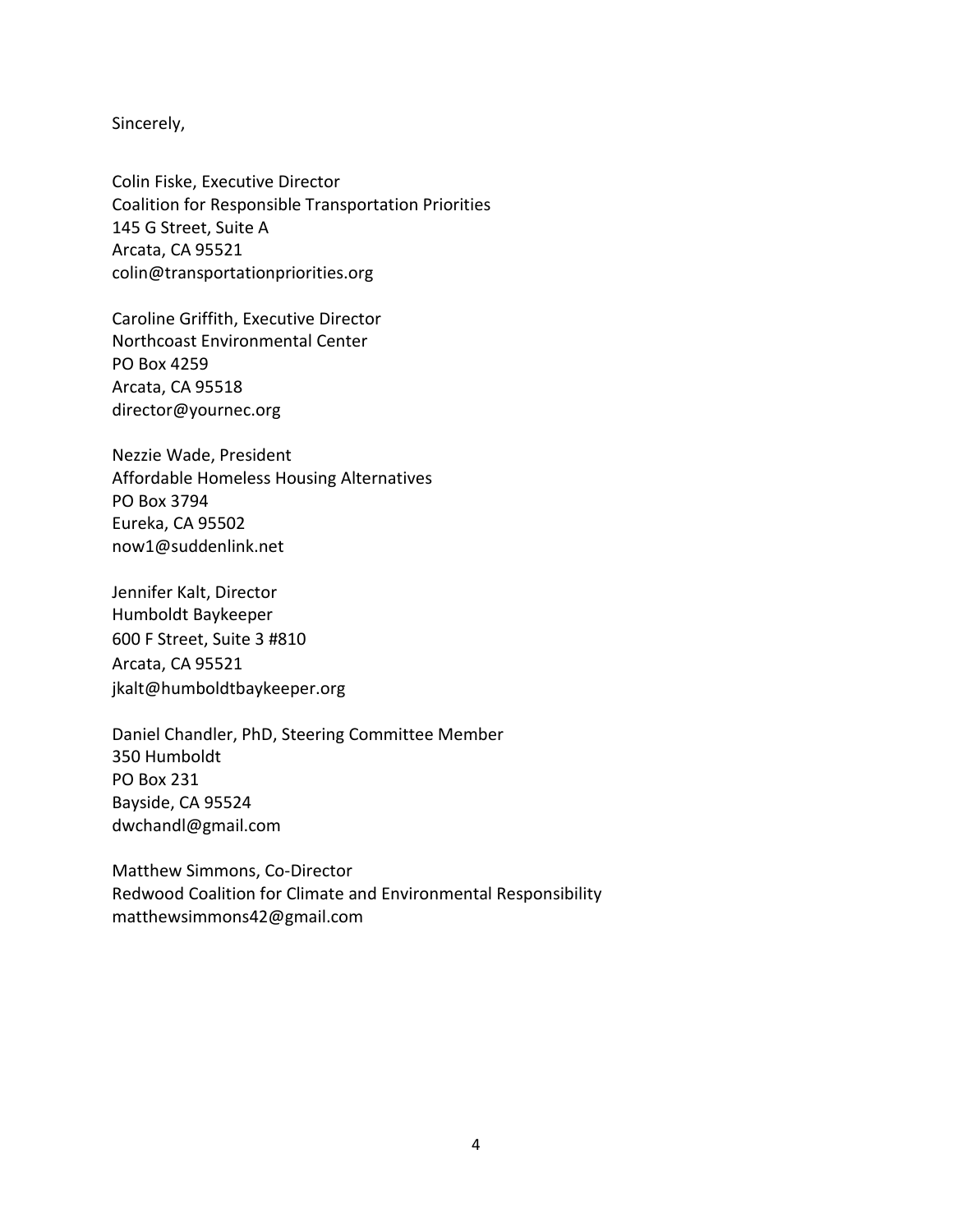Sincerely,

Colin Fiske, Executive Director
Coalition for Responsible Transportation Priorities
145 G Street, Suite A
Arcata, CA 95521
colin@transportationpriorities.org

Caroline Griffith, Executive Director
Northcoast Environmental Center
PO Box 4259
Arcata, CA 95518
director@yournec.org

Nezzie Wade, President
Affordable Homeless Housing Alternatives
PO Box 3794
Eureka, CA 95502
now1@suddenlink.net

Jennifer Kalt, Director
Humboldt Baykeeper
600 F Street, Suite 3 #810
Arcata, CA 95521
jkalt@humboldtbaykeeper.org

Daniel Chandler, PhD, Steering Committee Member
350 Humboldt
PO Box 231
Bayside, CA 95524
dwchandl@gmail.com

Matthew Simmons, Co-Director
Redwood Coalition for Climate and Environmental Responsibility
matthewsimmons42@gmail.com